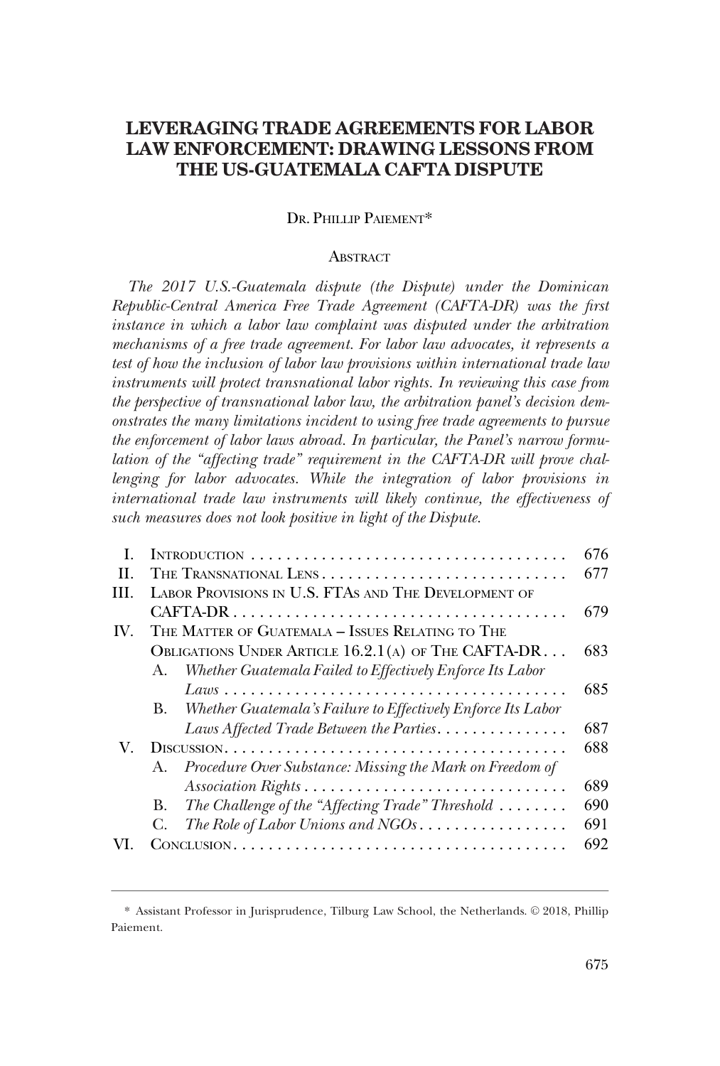# LEVERAGING TRADE AGREEMENTS FOR LABOR LAW ENFORCEMENT: DRAWING LESSONS FROM THE US-GUATEMALA CAFTA DISPUTE

DR. PHILLIP PAIEMENT*

## ABSTRACT

*The 2017 U.S.-Guatemala dispute (the Dispute) under the Dominican Republic-Central America Free Trade Agreement (CAFTA-DR) was the first instance in which a labor law complaint was disputed under the arbitration mechanisms of a free trade agreement. For labor law advocates, it represents a test of how the inclusion of labor law provisions within international trade law instruments will protect transnational labor rights. In reviewing this case from the perspective of transnational labor law, the arbitration panel's decision demonstrates the many limitations incident to using free trade agreements to pursue the enforcement of labor laws abroad. In particular, the Panel's narrow formulation of the "affecting trade" requirement in the CAFTA-DR will prove challenging for labor advocates. While the integration of labor provisions in international trade law instruments will likely continue, the effectiveness of such measures does not look positive in light of the Dispute.*

| | | |
|---|---|---|
| I. | INTRODUCTION | 676 |
| II. | THE TRANSNATIONAL LENS | 677 |
| III. | LABOR PROVISIONS IN U.S. FTAS AND THE DEVELOPMENT OF CAFTA-DR | 679 |
| IV. | THE MATTER OF GUATEMALA – ISSUES RELATING TO THE OBLIGATIONS UNDER ARTICLE 16.2.1(A) OF THE CAFTA-DR | 683 |
| | A. *Whether Guatemala Failed to Effectively Enforce Its Labor Laws* | 685 |
| | B. *Whether Guatemala's Failure to Effectively Enforce Its Labor Laws Affected Trade Between the Parties* | 687 |
| V. | DISCUSSION | 688 |
| | A. *Procedure Over Substance: Missing the Mark on Freedom of Association Rights* | 689 |
| | B. *The Challenge of the "Affecting Trade" Threshold* | 690 |
| | C. *The Role of Labor Unions and NGOs* | 691 |
| VI. | CONCLUSION | 692 |

---

\* Assistant Professor in Jurisprudence, Tilburg Law School, the Netherlands. © 2018, Phillip Paiement.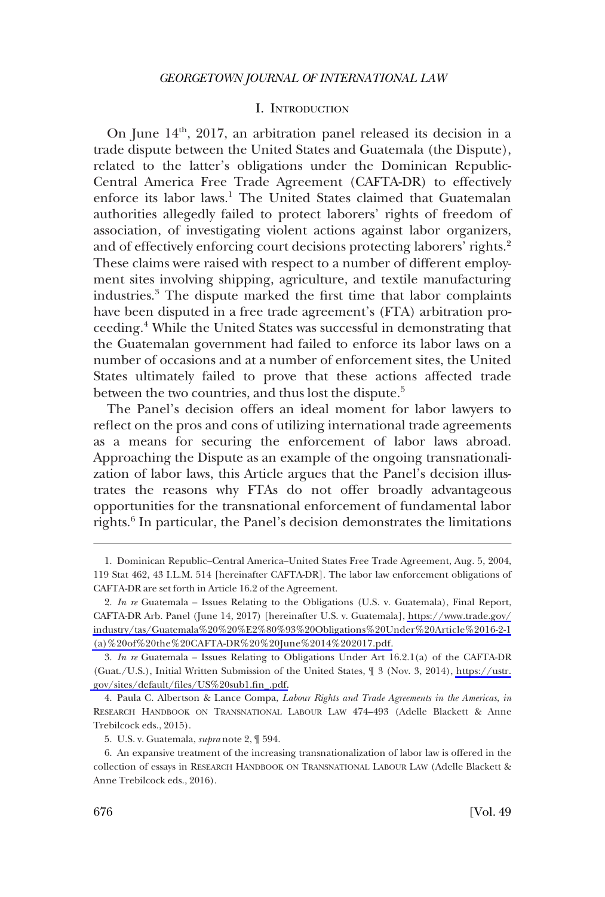## I. INTRODUCTION

On June 14th, 2017, an arbitration panel released its decision in a trade dispute between the United States and Guatemala (the Dispute), related to the latter's obligations under the Dominican Republic-Central America Free Trade Agreement (CAFTA-DR) to effectively enforce its labor laws.[1] The United States claimed that Guatemalan authorities allegedly failed to protect laborers' rights of freedom of association, of investigating violent actions against labor organizers, and of effectively enforcing court decisions protecting laborers' rights.[2] These claims were raised with respect to a number of different employment sites involving shipping, agriculture, and textile manufacturing industries.[3] The dispute marked the first time that labor complaints have been disputed in a free trade agreement's (FTA) arbitration proceeding.[4] While the United States was successful in demonstrating that the Guatemalan government had failed to enforce its labor laws on a number of occasions and at a number of enforcement sites, the United States ultimately failed to prove that these actions affected trade between the two countries, and thus lost the dispute.[5]

The Panel's decision offers an ideal moment for labor lawyers to reflect on the pros and cons of utilizing international trade agreements as a means for securing the enforcement of labor laws abroad. Approaching the Dispute as an example of the ongoing transnationalization of labor laws, this Article argues that the Panel's decision illustrates the reasons why FTAs do not offer broadly advantageous opportunities for the transnational enforcement of fundamental labor rights.[6] In particular, the Panel's decision demonstrates the limitations

---

1. Dominican Republic–Central America–United States Free Trade Agreement, Aug. 5, 2004, 119 Stat 462, 43 I.L.M. 514 [hereinafter CAFTA-DR]. The labor law enforcement obligations of CAFTA-DR are set forth in Article 16.2 of the Agreement.

2. *In re* Guatemala – Issues Relating to the Obligations (U.S. v. Guatemala), Final Report, CAFTA-DR Arb. Panel (June 14, 2017) [hereinafter U.S. v. Guatemala], https://www.trade.gov/industry/tas/Guatemala%20%20%E2%80%93%20Obligations%20Under%20Article%2016-2-1(a)%20of%20the%20CAFTA-DR%20%20June%2014%202017.pdf.

3. *In re* Guatemala – Issues Relating to Obligations Under Art 16.2.1(a) of the CAFTA-DR (Guat./U.S.), Initial Written Submission of the United States, ¶ 3 (Nov. 3, 2014), https://ustr.gov/sites/default/files/US%20sub1.fin_.pdf.

4. Paula C. Albertson & Lance Compa, *Labour Rights and Trade Agreements in the Americas*, *in* RESEARCH HANDBOOK ON TRANSNATIONAL LABOUR LAW 474–493 (Adelle Blackett & Anne Trebilcock eds., 2015).

5. U.S. v. Guatemala, *supra* note 2, ¶ 594.

6. An expansive treatment of the increasing transnationalization of labor law is offered in the collection of essays in RESEARCH HANDBOOK ON TRANSNATIONAL LABOUR LAW (Adelle Blackett & Anne Trebilcock eds., 2016).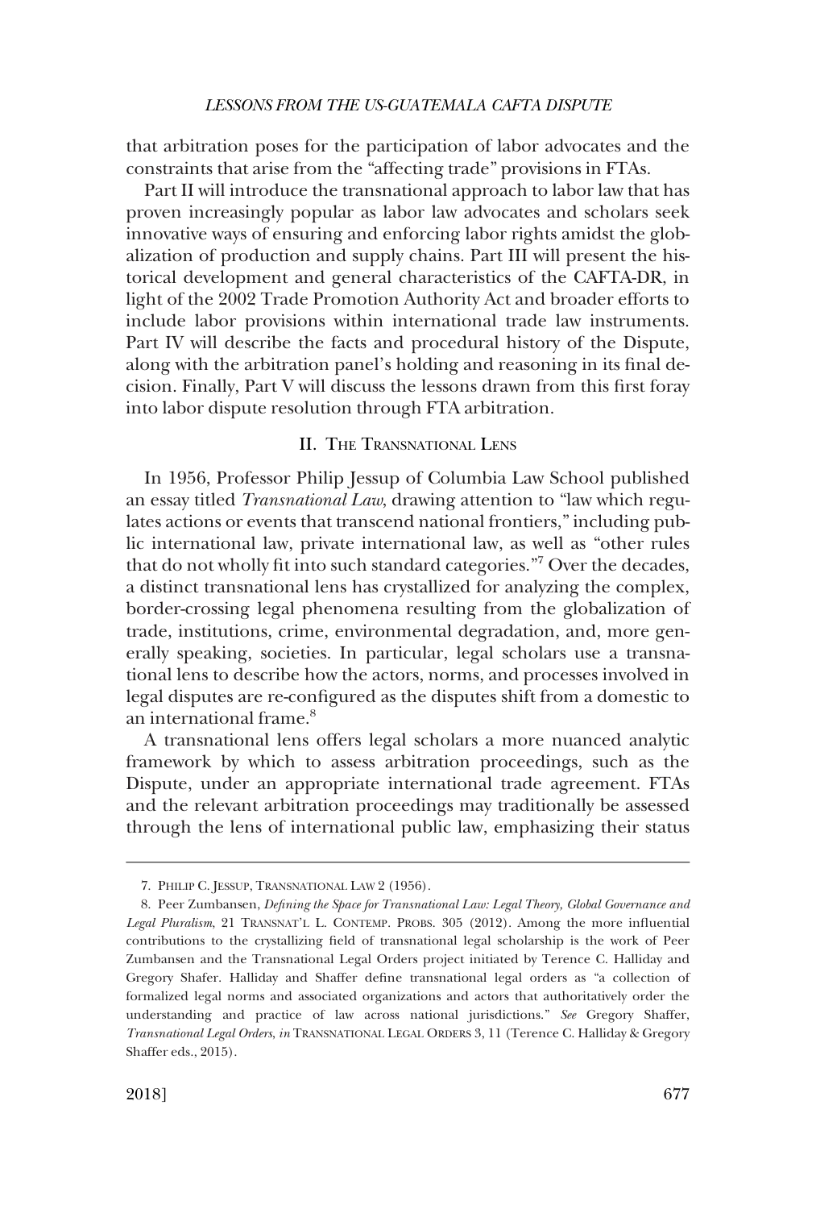that arbitration poses for the participation of labor advocates and the constraints that arise from the "affecting trade" provisions in FTAs.

Part II will introduce the transnational approach to labor law that has proven increasingly popular as labor law advocates and scholars seek innovative ways of ensuring and enforcing labor rights amidst the globalization of production and supply chains. Part III will present the historical development and general characteristics of the CAFTA-DR, in light of the 2002 Trade Promotion Authority Act and broader efforts to include labor provisions within international trade law instruments. Part IV will describe the facts and procedural history of the Dispute, along with the arbitration panel's holding and reasoning in its final decision. Finally, Part V will discuss the lessons drawn from this first foray into labor dispute resolution through FTA arbitration.

## II. The Transnational Lens

In 1956, Professor Philip Jessup of Columbia Law School published an essay titled *Transnational Law*, drawing attention to "law which regulates actions or events that transcend national frontiers," including public international law, private international law, as well as "other rules that do not wholly fit into such standard categories."[7] Over the decades, a distinct transnational lens has crystallized for analyzing the complex, border-crossing legal phenomena resulting from the globalization of trade, institutions, crime, environmental degradation, and, more generally speaking, societies. In particular, legal scholars use a transnational lens to describe how the actors, norms, and processes involved in legal disputes are re-configured as the disputes shift from a domestic to an international frame.[8]

A transnational lens offers legal scholars a more nuanced analytic framework by which to assess arbitration proceedings, such as the Dispute, under an appropriate international trade agreement. FTAs and the relevant arbitration proceedings may traditionally be assessed through the lens of international public law, emphasizing their status

---

7. Philip C. Jessup, Transnational Law 2 (1956).

8. Peer Zumbansen, *Defining the Space for Transnational Law: Legal Theory, Global Governance and Legal Pluralism*, 21 Transnat'l L. Contemp. Probs. 305 (2012). Among the more influential contributions to the crystallizing field of transnational legal scholarship is the work of Peer Zumbansen and the Transnational Legal Orders project initiated by Terence C. Halliday and Gregory Shafer. Halliday and Shaffer define transnational legal orders as "a collection of formalized legal norms and associated organizations and actors that authoritatively order the understanding and practice of law across national jurisdictions." *See* Gregory Shaffer, *Transnational Legal Orders*, *in* Transnational Legal Orders 3, 11 (Terence C. Halliday & Gregory Shaffer eds., 2015).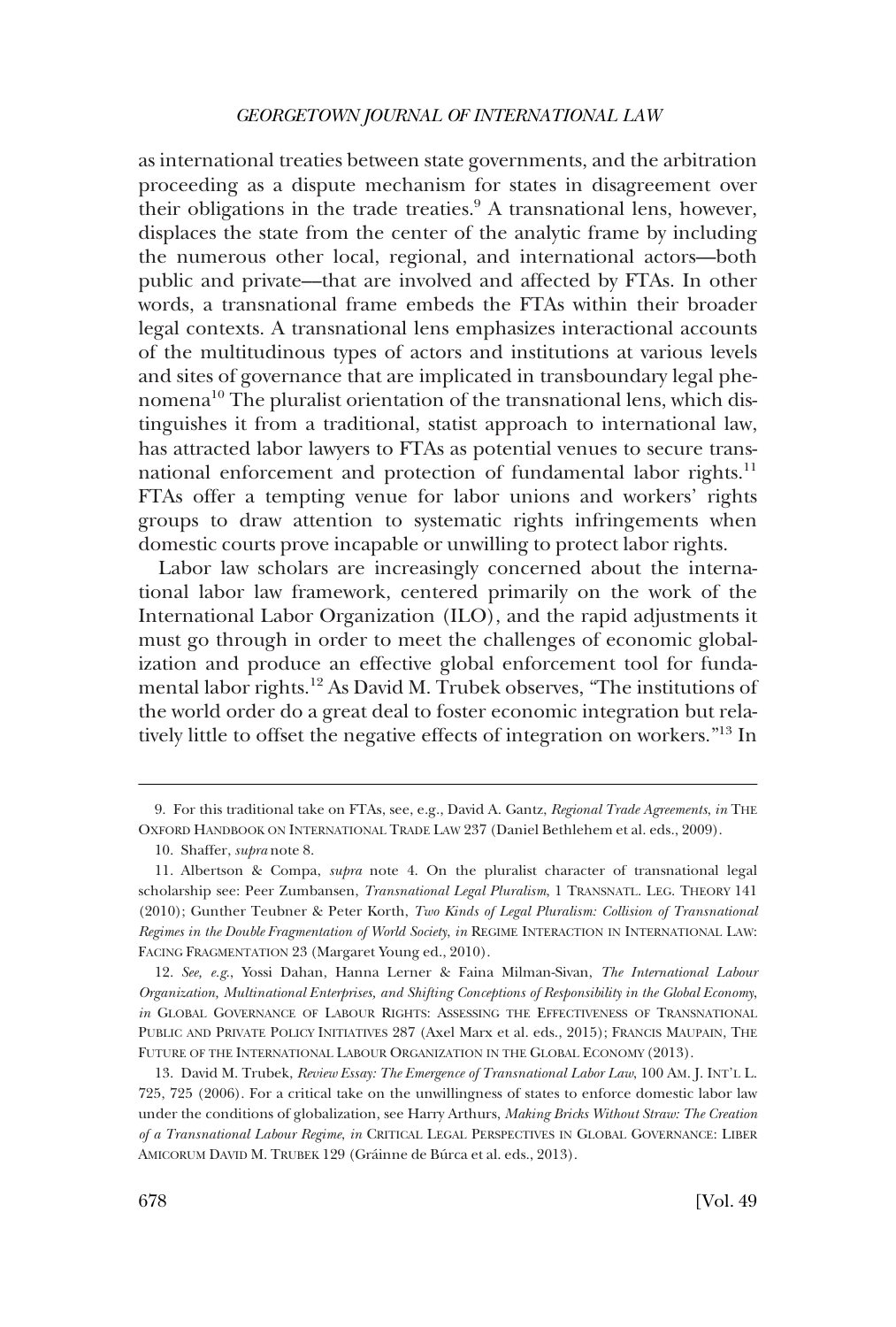as international treaties between state governments, and the arbitration proceeding as a dispute mechanism for states in disagreement over their obligations in the trade treaties.[9] A transnational lens, however, displaces the state from the center of the analytic frame by including the numerous other local, regional, and international actors—both public and private—that are involved and affected by FTAs. In other words, a transnational frame embeds the FTAs within their broader legal contexts. A transnational lens emphasizes interactional accounts of the multitudinous types of actors and institutions at various levels and sites of governance that are implicated in transboundary legal phenomena[10] The pluralist orientation of the transnational lens, which distinguishes it from a traditional, statist approach to international law, has attracted labor lawyers to FTAs as potential venues to secure transnational enforcement and protection of fundamental labor rights.[11] FTAs offer a tempting venue for labor unions and workers' rights groups to draw attention to systematic rights infringements when domestic courts prove incapable or unwilling to protect labor rights.

Labor law scholars are increasingly concerned about the international labor law framework, centered primarily on the work of the International Labor Organization (ILO), and the rapid adjustments it must go through in order to meet the challenges of economic globalization and produce an effective global enforcement tool for fundamental labor rights.[12] As David M. Trubek observes, "The institutions of the world order do a great deal to foster economic integration but relatively little to offset the negative effects of integration on workers."[13] In

---

9. For this traditional take on FTAs, see, e.g., David A. Gantz, *Regional Trade Agreements*, *in* THE OXFORD HANDBOOK ON INTERNATIONAL TRADE LAW 237 (Daniel Bethlehem et al. eds., 2009).

10. Shaffer, *supra* note 8.

11. Albertson & Compa, *supra* note 4. On the pluralist character of transnational legal scholarship see: Peer Zumbansen, *Transnational Legal Pluralism*, 1 TRANSNATL. LEG. THEORY 141 (2010); Gunther Teubner & Peter Korth, *Two Kinds of Legal Pluralism: Collision of Transnational Regimes in the Double Fragmentation of World Society*, *in* REGIME INTERACTION IN INTERNATIONAL LAW: FACING FRAGMENTATION 23 (Margaret Young ed., 2010).

12. *See, e.g.*, Yossi Dahan, Hanna Lerner & Faina Milman-Sivan, *The International Labour Organization, Multinational Enterprises, and Shifting Conceptions of Responsibility in the Global Economy*, *in* GLOBAL GOVERNANCE OF LABOUR RIGHTS: ASSESSING THE EFFECTIVENESS OF TRANSNATIONAL PUBLIC AND PRIVATE POLICY INITIATIVES 287 (Axel Marx et al. eds., 2015); FRANCIS MAUPAIN, THE FUTURE OF THE INTERNATIONAL LABOUR ORGANIZATION IN THE GLOBAL ECONOMY (2013).

13. David M. Trubek, *Review Essay: The Emergence of Transnational Labor Law*, 100 AM. J. INT'L L. 725, 725 (2006). For a critical take on the unwillingness of states to enforce domestic labor law under the conditions of globalization, see Harry Arthurs, *Making Bricks Without Straw: The Creation of a Transnational Labour Regime*, *in* CRITICAL LEGAL PERSPECTIVES IN GLOBAL GOVERNANCE: LIBER AMICORUM DAVID M. TRUBEK 129 (Gráinne de Búrca et al. eds., 2013).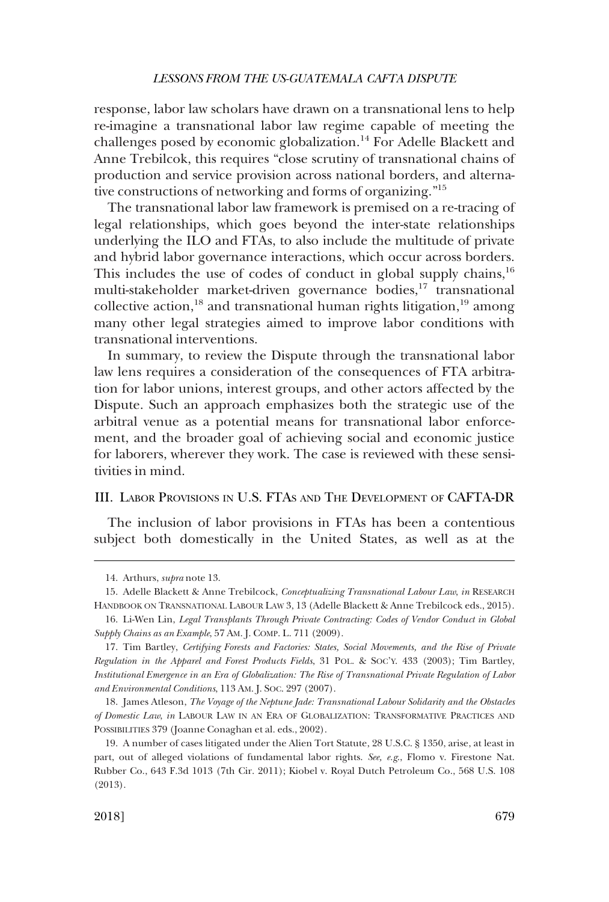response, labor law scholars have drawn on a transnational lens to help re-imagine a transnational labor law regime capable of meeting the challenges posed by economic globalization.[14] For Adelle Blackett and Anne Trebilcok, this requires "close scrutiny of transnational chains of production and service provision across national borders, and alternative constructions of networking and forms of organizing."[15]

The transnational labor law framework is premised on a re-tracing of legal relationships, which goes beyond the inter-state relationships underlying the ILO and FTAs, to also include the multitude of private and hybrid labor governance interactions, which occur across borders. This includes the use of codes of conduct in global supply chains,[16] multi-stakeholder market-driven governance bodies,[17] transnational collective action,[18] and transnational human rights litigation,[19] among many other legal strategies aimed to improve labor conditions with transnational interventions.

In summary, to review the Dispute through the transnational labor law lens requires a consideration of the consequences of FTA arbitration for labor unions, interest groups, and other actors affected by the Dispute. Such an approach emphasizes both the strategic use of the arbitral venue as a potential means for transnational labor enforcement, and the broader goal of achieving social and economic justice for laborers, wherever they work. The case is reviewed with these sensitivities in mind.

## III. Labor Provisions in U.S. FTAs and The Development of CAFTA-DR

The inclusion of labor provisions in FTAs has been a contentious subject both domestically in the United States, as well as at the

---

14. Arthurs, *supra* note 13.

15. Adelle Blackett & Anne Trebilcock, *Conceptualizing Transnational Labour Law*, *in* RESEARCH HANDBOOK ON TRANSNATIONAL LABOUR LAW 3, 13 (Adelle Blackett & Anne Trebilcock eds., 2015).

16. Li-Wen Lin, *Legal Transplants Through Private Contracting: Codes of Vendor Conduct in Global Supply Chains as an Example*, 57 AM. J. COMP. L. 711 (2009).

17. Tim Bartley, *Certifying Forests and Factories: States, Social Movements, and the Rise of Private Regulation in the Apparel and Forest Products Fields*, 31 POL. & SOC'Y. 433 (2003); Tim Bartley, *Institutional Emergence in an Era of Globalization: The Rise of Transnational Private Regulation of Labor and Environmental Conditions*, 113 AM. J. SOC. 297 (2007).

18. James Atleson, *The Voyage of the Neptune Jade: Transnational Labour Solidarity and the Obstacles of Domestic Law*, *in* LABOUR LAW IN AN ERA OF GLOBALIZATION: TRANSFORMATIVE PRACTICES AND POSSIBILITIES 379 (Joanne Conaghan et al. eds., 2002).

19. A number of cases litigated under the Alien Tort Statute, 28 U.S.C. § 1350, arise, at least in part, out of alleged violations of fundamental labor rights. *See, e.g.*, Flomo v. Firestone Nat. Rubber Co., 643 F.3d 1013 (7th Cir. 2011); Kiobel v. Royal Dutch Petroleum Co., 568 U.S. 108 (2013).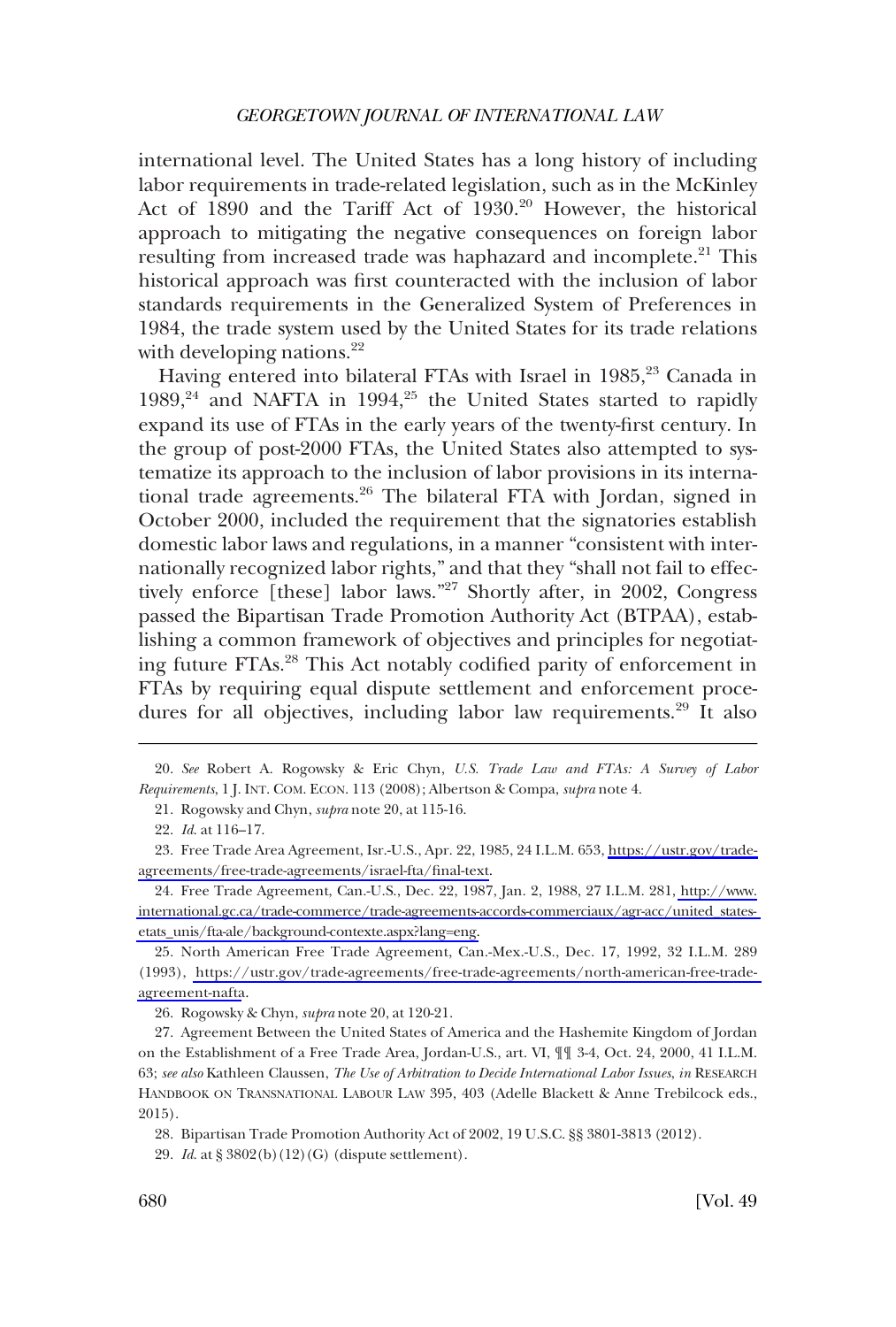international level. The United States has a long history of including labor requirements in trade-related legislation, such as in the McKinley Act of 1890 and the Tariff Act of 1930.[20] However, the historical approach to mitigating the negative consequences on foreign labor resulting from increased trade was haphazard and incomplete.[21] This historical approach was first counteracted with the inclusion of labor standards requirements in the Generalized System of Preferences in 1984, the trade system used by the United States for its trade relations with developing nations.[22]

Having entered into bilateral FTAs with Israel in 1985,[23] Canada in 1989,[24] and NAFTA in 1994,[25] the United States started to rapidly expand its use of FTAs in the early years of the twenty-first century. In the group of post-2000 FTAs, the United States also attempted to systematize its approach to the inclusion of labor provisions in its international trade agreements.[26] The bilateral FTA with Jordan, signed in October 2000, included the requirement that the signatories establish domestic labor laws and regulations, in a manner "consistent with internationally recognized labor rights," and that they "shall not fail to effectively enforce [these] labor laws."[27] Shortly after, in 2002, Congress passed the Bipartisan Trade Promotion Authority Act (BTPAA), establishing a common framework of objectives and principles for negotiating future FTAs.[28] This Act notably codified parity of enforcement in FTAs by requiring equal dispute settlement and enforcement procedures for all objectives, including labor law requirements.[29] It also

20. *See* Robert A. Rogowsky & Eric Chyn, *U.S. Trade Law and FTAs: A Survey of Labor Requirements*, 1 J. INT. COM. ECON. 113 (2008); Albertson & Compa, *supra* note 4.

21. Rogowsky and Chyn, *supra* note 20, at 115-16.

22. *Id.* at 116–17.

23. Free Trade Area Agreement, Isr.-U.S., Apr. 22, 1985, 24 I.L.M. 653, https://ustr.gov/trade-agreements/free-trade-agreements/israel-fta/final-text.

24. Free Trade Agreement, Can.-U.S., Dec. 22, 1987, Jan. 2, 1988, 27 I.L.M. 281, http://www.international.gc.ca/trade-commerce/trade-agreements-accords-commerciaux/agr-acc/united_states-etats_unis/fta-ale/background-contexte.aspx?lang=eng.

25. North American Free Trade Agreement, Can.-Mex.-U.S., Dec. 17, 1992, 32 I.L.M. 289 (1993), https://ustr.gov/trade-agreements/free-trade-agreements/north-american-free-trade-agreement-nafta.

26. Rogowsky & Chyn, *supra* note 20, at 120-21.

27. Agreement Between the United States of America and the Hashemite Kingdom of Jordan on the Establishment of a Free Trade Area, Jordan-U.S., art. VI, ¶¶ 3-4, Oct. 24, 2000, 41 I.L.M. 63; *see also* Kathleen Claussen, *The Use of Arbitration to Decide International Labor Issues*, *in* RESEARCH HANDBOOK ON TRANSNATIONAL LABOUR LAW 395, 403 (Adelle Blackett & Anne Trebilcock eds., 2015).

28. Bipartisan Trade Promotion Authority Act of 2002, 19 U.S.C. §§ 3801-3813 (2012).

29. *Id.* at § 3802(b)(12)(G) (dispute settlement).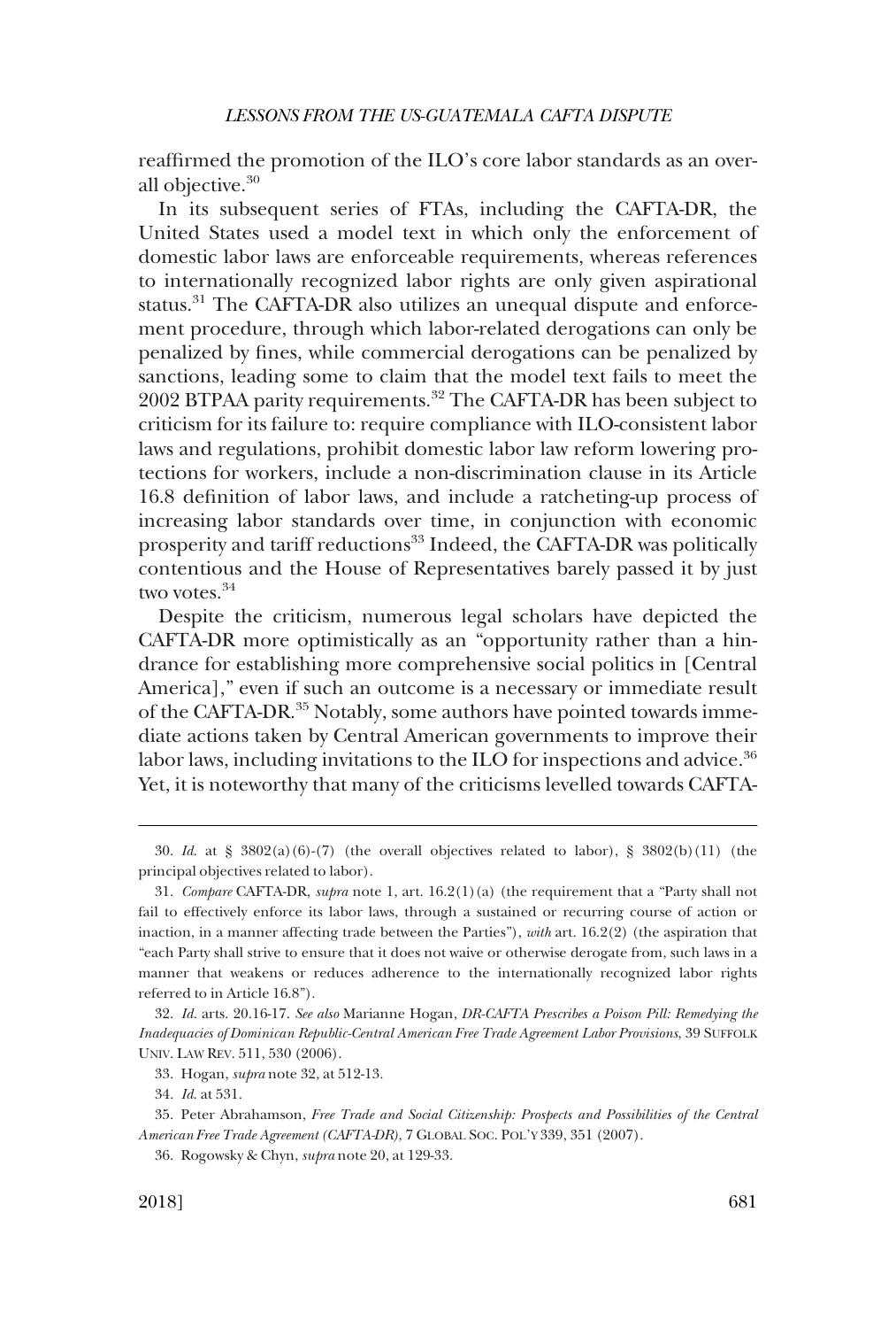reaffirmed the promotion of the ILO's core labor standards as an overall objective.[30]

In its subsequent series of FTAs, including the CAFTA-DR, the United States used a model text in which only the enforcement of domestic labor laws are enforceable requirements, whereas references to internationally recognized labor rights are only given aspirational status.[31] The CAFTA-DR also utilizes an unequal dispute and enforcement procedure, through which labor-related derogations can only be penalized by fines, while commercial derogations can be penalized by sanctions, leading some to claim that the model text fails to meet the 2002 BTPAA parity requirements.[32] The CAFTA-DR has been subject to criticism for its failure to: require compliance with ILO-consistent labor laws and regulations, prohibit domestic labor law reform lowering protections for workers, include a non-discrimination clause in its Article 16.8 definition of labor laws, and include a ratcheting-up process of increasing labor standards over time, in conjunction with economic prosperity and tariff reductions[33] Indeed, the CAFTA-DR was politically contentious and the House of Representatives barely passed it by just two votes.[34]

Despite the criticism, numerous legal scholars have depicted the CAFTA-DR more optimistically as an "opportunity rather than a hindrance for establishing more comprehensive social politics in [Central America]," even if such an outcome is a necessary or immediate result of the CAFTA-DR.[35] Notably, some authors have pointed towards immediate actions taken by Central American governments to improve their labor laws, including invitations to the ILO for inspections and advice.[36] Yet, it is noteworthy that many of the criticisms levelled towards CAFTA-

---

30. *Id.* at § 3802(a)(6)-(7) (the overall objectives related to labor), § 3802(b)(11) (the principal objectives related to labor).

31. *Compare* CAFTA-DR, *supra* note 1, art. 16.2(1)(a) (the requirement that a "Party shall not fail to effectively enforce its labor laws, through a sustained or recurring course of action or inaction, in a manner affecting trade between the Parties"), *with* art. 16.2(2) (the aspiration that "each Party shall strive to ensure that it does not waive or otherwise derogate from, such laws in a manner that weakens or reduces adherence to the internationally recognized labor rights referred to in Article 16.8").

32. *Id.* arts. 20.16-17. *See also* Marianne Hogan, *DR-CAFTA Prescribes a Poison Pill: Remedying the Inadequacies of Dominican Republic-Central American Free Trade Agreement Labor Provisions*, 39 SUFFOLK UNIV. LAW REV. 511, 530 (2006).

33. Hogan, *supra* note 32, at 512-13.

34. *Id.* at 531.

35. Peter Abrahamson, *Free Trade and Social Citizenship: Prospects and Possibilities of the Central American Free Trade Agreement (CAFTA-DR)*, 7 GLOBAL SOC. POL'Y 339, 351 (2007).

36. Rogowsky & Chyn, *supra* note 20, at 129-33.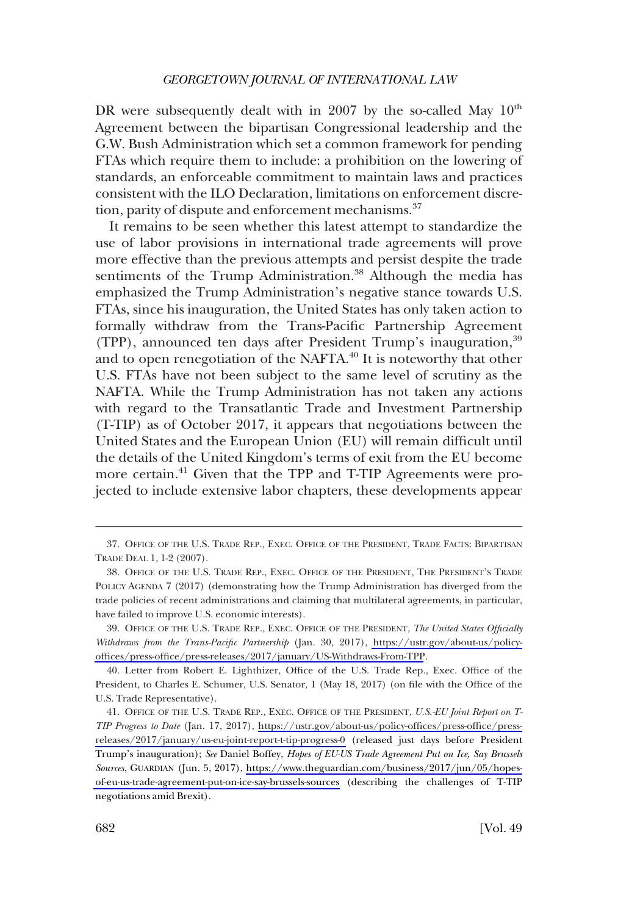DR were subsequently dealt with in 2007 by the so-called May 10th Agreement between the bipartisan Congressional leadership and the G.W. Bush Administration which set a common framework for pending FTAs which require them to include: a prohibition on the lowering of standards, an enforceable commitment to maintain laws and practices consistent with the ILO Declaration, limitations on enforcement discretion, parity of dispute and enforcement mechanisms.[37]

It remains to be seen whether this latest attempt to standardize the use of labor provisions in international trade agreements will prove more effective than the previous attempts and persist despite the trade sentiments of the Trump Administration.[38] Although the media has emphasized the Trump Administration's negative stance towards U.S. FTAs, since his inauguration, the United States has only taken action to formally withdraw from the Trans-Pacific Partnership Agreement (TPP), announced ten days after President Trump's inauguration,[39] and to open renegotiation of the NAFTA.[40] It is noteworthy that other U.S. FTAs have not been subject to the same level of scrutiny as the NAFTA. While the Trump Administration has not taken any actions with regard to the Transatlantic Trade and Investment Partnership (T-TIP) as of October 2017, it appears that negotiations between the United States and the European Union (EU) will remain difficult until the details of the United Kingdom's terms of exit from the EU become more certain.[41] Given that the TPP and T-TIP Agreements were projected to include extensive labor chapters, these developments appear

---

37. OFFICE OF THE U.S. TRADE REP., EXEC. OFFICE OF THE PRESIDENT, TRADE FACTS: BIPARTISAN TRADE DEAL 1, 1-2 (2007).

38. OFFICE OF THE U.S. TRADE REP., EXEC. OFFICE OF THE PRESIDENT, THE PRESIDENT'S TRADE POLICY AGENDA 7 (2017) (demonstrating how the Trump Administration has diverged from the trade policies of recent administrations and claiming that multilateral agreements, in particular, have failed to improve U.S. economic interests).

39. OFFICE OF THE U.S. TRADE REP., EXEC. OFFICE OF THE PRESIDENT, *The United States Officially Withdraws from the Trans-Pacific Partnership* (Jan. 30, 2017), https://ustr.gov/about-us/policy-offices/press-office/press-releases/2017/january/US-Withdraws-From-TPP.

40. Letter from Robert E. Lighthizer, Office of the U.S. Trade Rep., Exec. Office of the President, to Charles E. Schumer, U.S. Senator, 1 (May 18, 2017) (on file with the Office of the U.S. Trade Representative).

41. OFFICE OF THE U.S. TRADE REP., EXEC. OFFICE OF THE PRESIDENT, *U.S.-EU Joint Report on T-TIP Progress to Date* (Jan. 17, 2017), https://ustr.gov/about-us/policy-offices/press-office/press-releases/2017/january/us-eu-joint-report-t-tip-progress-0 (released just days before President Trump's inauguration); *See* Daniel Boffey, *Hopes of EU-US Trade Agreement Put on Ice, Say Brussels Sources*, GUARDIAN (Jun. 5, 2017), https://www.theguardian.com/business/2017/jun/05/hopes-of-eu-us-trade-agreement-put-on-ice-say-brussels-sources (describing the challenges of T-TIP negotiations amid Brexit).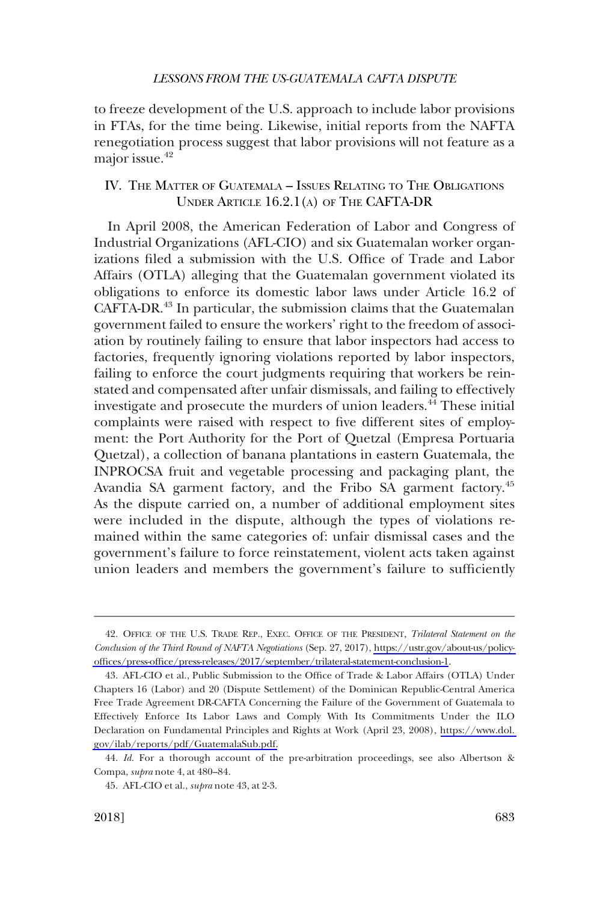to freeze development of the U.S. approach to include labor provisions in FTAs, for the time being. Likewise, initial reports from the NAFTA renegotiation process suggest that labor provisions will not feature as a major issue.[42]

## IV. THE MATTER OF GUATEMALA – ISSUES RELATING TO THE OBLIGATIONS UNDER ARTICLE 16.2.1(A) OF THE CAFTA-DR

In April 2008, the American Federation of Labor and Congress of Industrial Organizations (AFL-CIO) and six Guatemalan worker organizations filed a submission with the U.S. Office of Trade and Labor Affairs (OTLA) alleging that the Guatemalan government violated its obligations to enforce its domestic labor laws under Article 16.2 of CAFTA-DR.[43] In particular, the submission claims that the Guatemalan government failed to ensure the workers' right to the freedom of association by routinely failing to ensure that labor inspectors had access to factories, frequently ignoring violations reported by labor inspectors, failing to enforce the court judgments requiring that workers be reinstated and compensated after unfair dismissals, and failing to effectively investigate and prosecute the murders of union leaders.[44] These initial complaints were raised with respect to five different sites of employment: the Port Authority for the Port of Quetzal (Empresa Portuaria Quetzal), a collection of banana plantations in eastern Guatemala, the INPROCSA fruit and vegetable processing and packaging plant, the Avandia SA garment factory, and the Fribo SA garment factory.[45] As the dispute carried on, a number of additional employment sites were included in the dispute, although the types of violations remained within the same categories of: unfair dismissal cases and the government's failure to force reinstatement, violent acts taken against union leaders and members the government's failure to sufficiently

---

42. OFFICE OF THE U.S. TRADE REP., EXEC. OFFICE OF THE PRESIDENT, *Trilateral Statement on the Conclusion of the Third Round of NAFTA Negotiations* (Sep. 27, 2017), https://ustr.gov/about-us/policy-offices/press-office/press-releases/2017/september/trilateral-statement-conclusion-1.

43. AFL-CIO et al., Public Submission to the Office of Trade & Labor Affairs (OTLA) Under Chapters 16 (Labor) and 20 (Dispute Settlement) of the Dominican Republic-Central America Free Trade Agreement DR-CAFTA Concerning the Failure of the Government of Guatemala to Effectively Enforce Its Labor Laws and Comply With Its Commitments Under the ILO Declaration on Fundamental Principles and Rights at Work (April 23, 2008), https://www.dol.gov/ilab/reports/pdf/GuatemalaSub.pdf.

44. *Id*. For a thorough account of the pre-arbitration proceedings, see also Albertson & Compa, *supra* note 4, at 480–84.

45. AFL-CIO et al., *supra* note 43, at 2-3.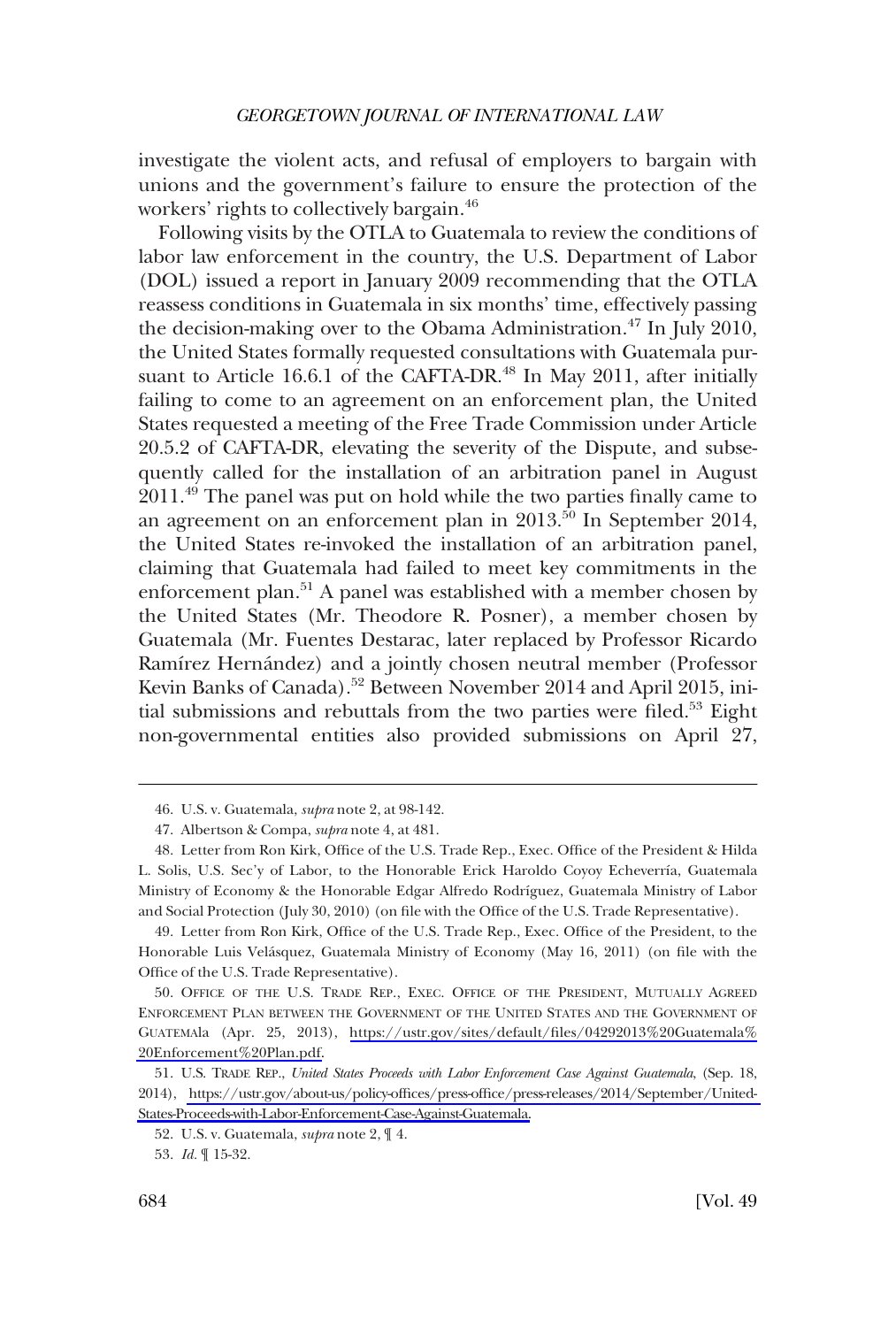investigate the violent acts, and refusal of employers to bargain with unions and the government's failure to ensure the protection of the workers' rights to collectively bargain.[46]

Following visits by the OTLA to Guatemala to review the conditions of labor law enforcement in the country, the U.S. Department of Labor (DOL) issued a report in January 2009 recommending that the OTLA reassess conditions in Guatemala in six months' time, effectively passing the decision-making over to the Obama Administration.[47] In July 2010, the United States formally requested consultations with Guatemala pursuant to Article 16.6.1 of the CAFTA-DR.[48] In May 2011, after initially failing to come to an agreement on an enforcement plan, the United States requested a meeting of the Free Trade Commission under Article 20.5.2 of CAFTA-DR, elevating the severity of the Dispute, and subsequently called for the installation of an arbitration panel in August 2011.[49] The panel was put on hold while the two parties finally came to an agreement on an enforcement plan in 2013.[50] In September 2014, the United States re-invoked the installation of an arbitration panel, claiming that Guatemala had failed to meet key commitments in the enforcement plan.[51] A panel was established with a member chosen by the United States (Mr. Theodore R. Posner), a member chosen by Guatemala (Mr. Fuentes Destarac, later replaced by Professor Ricardo Ramírez Hernández) and a jointly chosen neutral member (Professor Kevin Banks of Canada).[52] Between November 2014 and April 2015, initial submissions and rebuttals from the two parties were filed.[53] Eight non-governmental entities also provided submissions on April 27,

---

46. U.S. v. Guatemala, *supra* note 2, at 98-142.

47. Albertson & Compa, *supra* note 4, at 481.

48. Letter from Ron Kirk, Office of the U.S. Trade Rep., Exec. Office of the President & Hilda L. Solis, U.S. Sec'y of Labor, to the Honorable Erick Haroldo Coyoy Echeverría, Guatemala Ministry of Economy & the Honorable Edgar Alfredo Rodríguez, Guatemala Ministry of Labor and Social Protection (July 30, 2010) (on file with the Office of the U.S. Trade Representative).

49. Letter from Ron Kirk, Office of the U.S. Trade Rep., Exec. Office of the President, to the Honorable Luis Velásquez, Guatemala Ministry of Economy (May 16, 2011) (on file with the Office of the U.S. Trade Representative).

50. OFFICE OF THE U.S. TRADE REP., EXEC. OFFICE OF THE PRESIDENT, MUTUALLY AGREED ENFORCEMENT PLAN BETWEEN THE GOVERNMENT OF THE UNITED STATES AND THE GOVERNMENT OF GUATEMALA (Apr. 25, 2013), https://ustr.gov/sites/default/files/04292013%20Guatemala%20Enforcement%20Plan.pdf.

51. U.S. TRADE REP., *United States Proceeds with Labor Enforcement Case Against Guatemala*, (Sep. 18, 2014), https://ustr.gov/about-us/policy-offices/press-office/press-releases/2014/September/United-States-Proceeds-with-Labor-Enforcement-Case-Against-Guatemala.

52. U.S. v. Guatemala, *supra* note 2, ¶ 4.

53. *Id.* ¶ 15-32.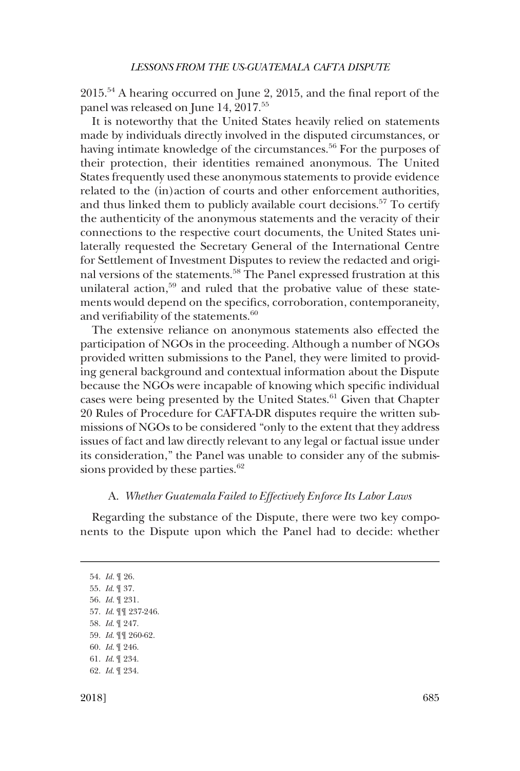2015.[54] A hearing occurred on June 2, 2015, and the final report of the panel was released on June 14, 2017.[55]

It is noteworthy that the United States heavily relied on statements made by individuals directly involved in the disputed circumstances, or having intimate knowledge of the circumstances.[56] For the purposes of their protection, their identities remained anonymous. The United States frequently used these anonymous statements to provide evidence related to the (in)action of courts and other enforcement authorities, and thus linked them to publicly available court decisions.[57] To certify the authenticity of the anonymous statements and the veracity of their connections to the respective court documents, the United States unilaterally requested the Secretary General of the International Centre for Settlement of Investment Disputes to review the redacted and original versions of the statements.[58] The Panel expressed frustration at this unilateral action,[59] and ruled that the probative value of these statements would depend on the specifics, corroboration, contemporaneity, and verifiability of the statements.[60]

The extensive reliance on anonymous statements also effected the participation of NGOs in the proceeding. Although a number of NGOs provided written submissions to the Panel, they were limited to providing general background and contextual information about the Dispute because the NGOs were incapable of knowing which specific individual cases were being presented by the United States.[61] Given that Chapter 20 Rules of Procedure for CAFTA-DR disputes require the written submissions of NGOs to be considered "only to the extent that they address issues of fact and law directly relevant to any legal or factual issue under its consideration," the Panel was unable to consider any of the submissions provided by these parties.[62]

### A. *Whether Guatemala Failed to Effectively Enforce Its Labor Laws*

Regarding the substance of the Dispute, there were two key components to the Dispute upon which the Panel had to decide: whether

---

54. *Id.* ¶ 26.
55. *Id.* ¶ 37.
56. *Id.* ¶ 231.
57. *Id.* ¶¶ 237-246.
58. *Id.* ¶ 247.
59. *Id.* ¶¶ 260-62.
60. *Id.* ¶ 246.
61. *Id.* ¶ 234.
62. *Id.* ¶ 234.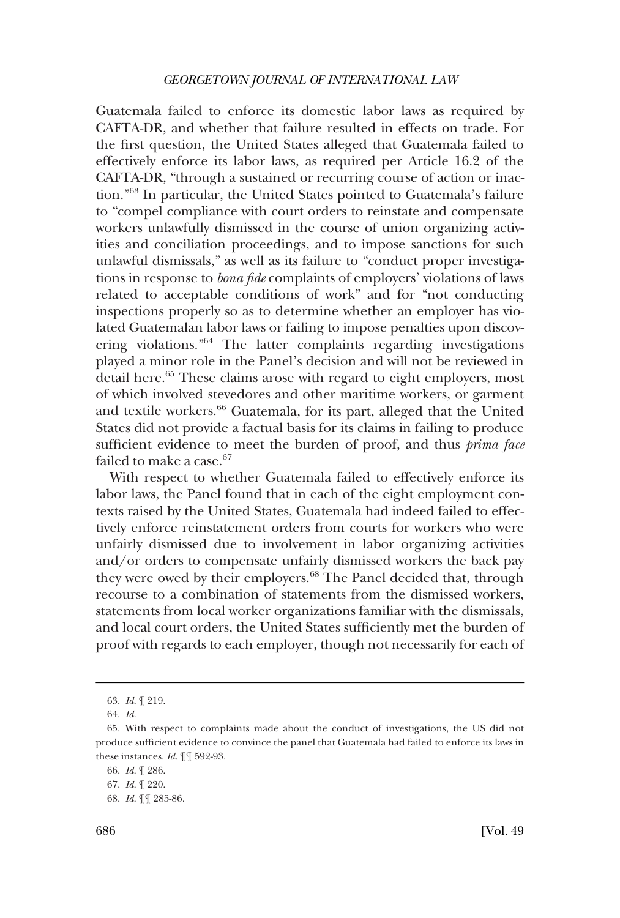Guatemala failed to enforce its domestic labor laws as required by CAFTA-DR, and whether that failure resulted in effects on trade. For the first question, the United States alleged that Guatemala failed to effectively enforce its labor laws, as required per Article 16.2 of the CAFTA-DR, "through a sustained or recurring course of action or inaction."[63] In particular, the United States pointed to Guatemala's failure to "compel compliance with court orders to reinstate and compensate workers unlawfully dismissed in the course of union organizing activities and conciliation proceedings, and to impose sanctions for such unlawful dismissals," as well as its failure to "conduct proper investigations in response to *bona fide* complaints of employers' violations of laws related to acceptable conditions of work" and for "not conducting inspections properly so as to determine whether an employer has violated Guatemalan labor laws or failing to impose penalties upon discovering violations."[64] The latter complaints regarding investigations played a minor role in the Panel's decision and will not be reviewed in detail here.[65] These claims arose with regard to eight employers, most of which involved stevedores and other maritime workers, or garment and textile workers.[66] Guatemala, for its part, alleged that the United States did not provide a factual basis for its claims in failing to produce sufficient evidence to meet the burden of proof, and thus *prima face* failed to make a case.[67]

With respect to whether Guatemala failed to effectively enforce its labor laws, the Panel found that in each of the eight employment contexts raised by the United States, Guatemala had indeed failed to effectively enforce reinstatement orders from courts for workers who were unfairly dismissed due to involvement in labor organizing activities and/or orders to compensate unfairly dismissed workers the back pay they were owed by their employers.[68] The Panel decided that, through recourse to a combination of statements from the dismissed workers, statements from local worker organizations familiar with the dismissals, and local court orders, the United States sufficiently met the burden of proof with regards to each employer, though not necessarily for each of

---

63. *Id.* ¶ 219.

64. *Id.*

65. With respect to complaints made about the conduct of investigations, the US did not produce sufficient evidence to convince the panel that Guatemala had failed to enforce its laws in these instances. *Id.* ¶¶ 592-93.

66. *Id.* ¶ 286.

67. *Id.* ¶ 220.

68. *Id.* ¶¶ 285-86.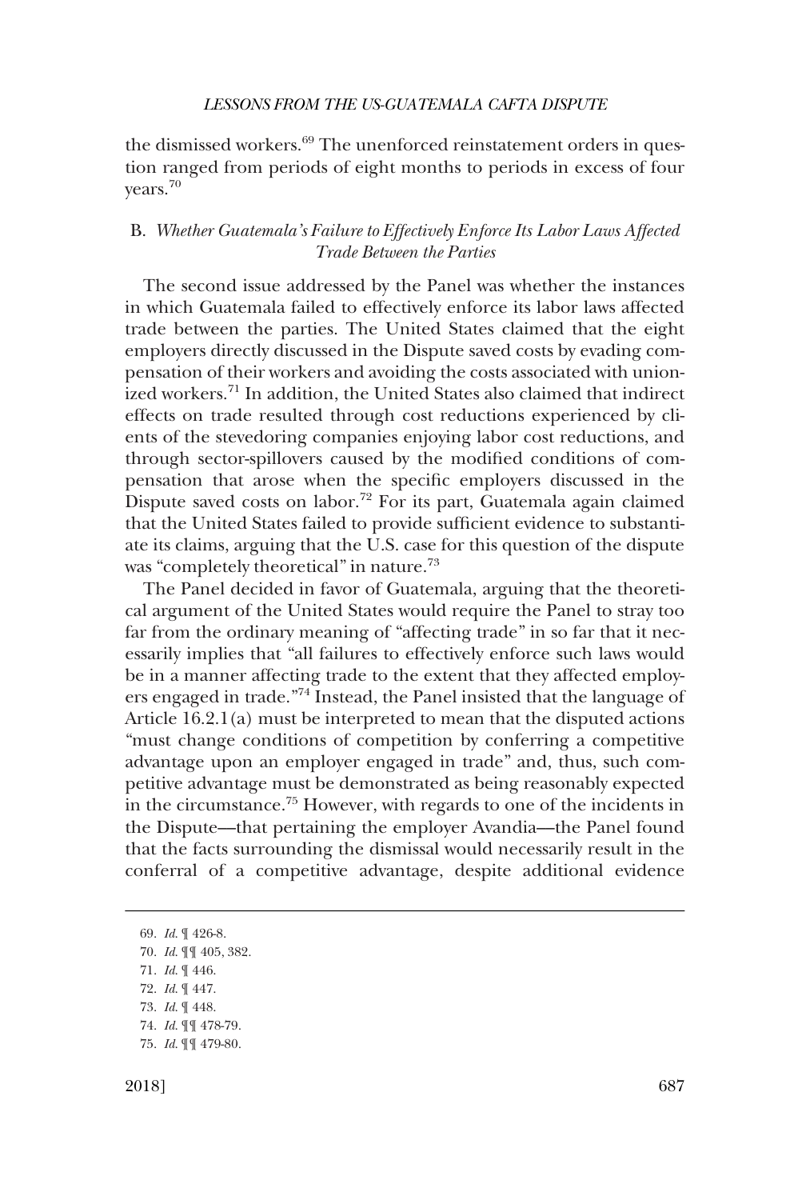the dismissed workers.[69] The unenforced reinstatement orders in question ranged from periods of eight months to periods in excess of four years.[70]

### B. *Whether Guatemala's Failure to Effectively Enforce Its Labor Laws Affected Trade Between the Parties*

The second issue addressed by the Panel was whether the instances in which Guatemala failed to effectively enforce its labor laws affected trade between the parties. The United States claimed that the eight employers directly discussed in the Dispute saved costs by evading compensation of their workers and avoiding the costs associated with unionized workers.[71] In addition, the United States also claimed that indirect effects on trade resulted through cost reductions experienced by clients of the stevedoring companies enjoying labor cost reductions, and through sector-spillovers caused by the modified conditions of compensation that arose when the specific employers discussed in the Dispute saved costs on labor.[72] For its part, Guatemala again claimed that the United States failed to provide sufficient evidence to substantiate its claims, arguing that the U.S. case for this question of the dispute was "completely theoretical" in nature.[73]

The Panel decided in favor of Guatemala, arguing that the theoretical argument of the United States would require the Panel to stray too far from the ordinary meaning of "affecting trade" in so far that it necessarily implies that "all failures to effectively enforce such laws would be in a manner affecting trade to the extent that they affected employers engaged in trade."[74] Instead, the Panel insisted that the language of Article 16.2.1(a) must be interpreted to mean that the disputed actions "must change conditions of competition by conferring a competitive advantage upon an employer engaged in trade" and, thus, such competitive advantage must be demonstrated as being reasonably expected in the circumstance.[75] However, with regards to one of the incidents in the Dispute—that pertaining the employer Avandia—the Panel found that the facts surrounding the dismissal would necessarily result in the conferral of a competitive advantage, despite additional evidence

---

69. *Id.* ¶ 426-8.
70. *Id.* ¶¶ 405, 382.
71. *Id.* ¶ 446.
72. *Id.* ¶ 447.
73. *Id.* ¶ 448.
74. *Id.* ¶¶ 478-79.
75. *Id.* ¶¶ 479-80.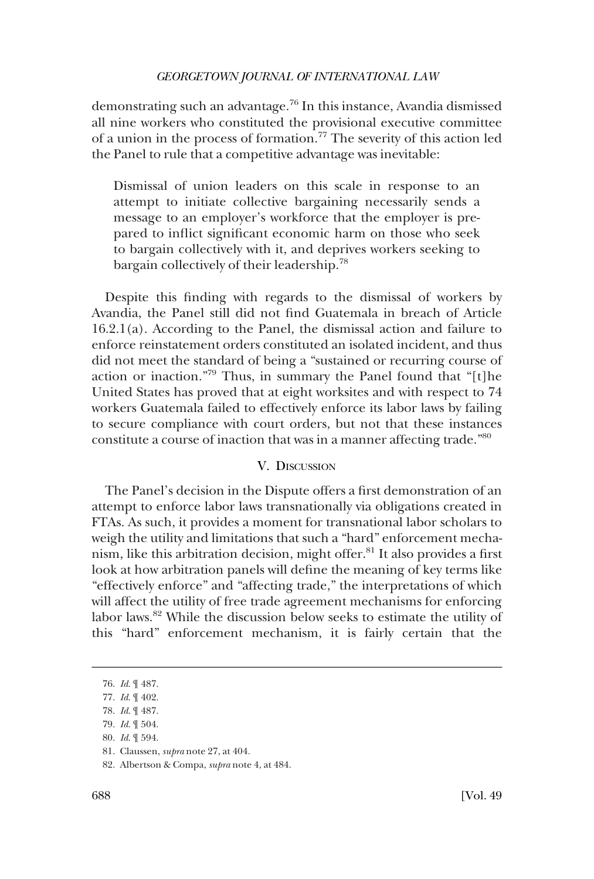demonstrating such an advantage.[76] In this instance, Avandia dismissed all nine workers who constituted the provisional executive committee of a union in the process of formation.[77] The severity of this action led the Panel to rule that a competitive advantage was inevitable:

> Dismissal of union leaders on this scale in response to an attempt to initiate collective bargaining necessarily sends a message to an employer's workforce that the employer is prepared to inflict significant economic harm on those who seek to bargain collectively with it, and deprives workers seeking to bargain collectively of their leadership.[78]

Despite this finding with regards to the dismissal of workers by Avandia, the Panel still did not find Guatemala in breach of Article 16.2.1(a). According to the Panel, the dismissal action and failure to enforce reinstatement orders constituted an isolated incident, and thus did not meet the standard of being a "sustained or recurring course of action or inaction."[79] Thus, in summary the Panel found that "[t]he United States has proved that at eight worksites and with respect to 74 workers Guatemala failed to effectively enforce its labor laws by failing to secure compliance with court orders, but not that these instances constitute a course of inaction that was in a manner affecting trade."[80]

## V. Discussion

The Panel's decision in the Dispute offers a first demonstration of an attempt to enforce labor laws transnationally via obligations created in FTAs. As such, it provides a moment for transnational labor scholars to weigh the utility and limitations that such a "hard" enforcement mechanism, like this arbitration decision, might offer.[81] It also provides a first look at how arbitration panels will define the meaning of key terms like "effectively enforce" and "affecting trade," the interpretations of which will affect the utility of free trade agreement mechanisms for enforcing labor laws.[82] While the discussion below seeks to estimate the utility of this "hard" enforcement mechanism, it is fairly certain that the

---

76. *Id.* ¶ 487.

77. *Id.* ¶ 402.

78. *Id.* ¶ 487.

79. *Id.* ¶ 504.

80. *Id.* ¶ 594.

81. Claussen, *supra* note 27, at 404.

82. Albertson & Compa, *supra* note 4, at 484.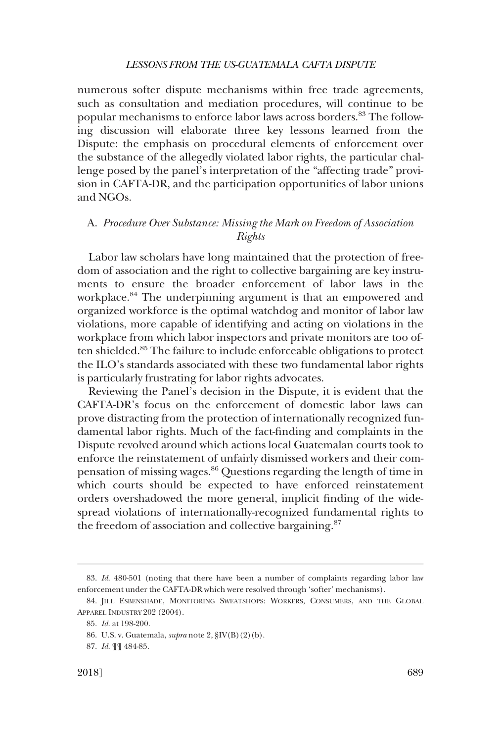numerous softer dispute mechanisms within free trade agreements, such as consultation and mediation procedures, will continue to be popular mechanisms to enforce labor laws across borders.[83] The following discussion will elaborate three key lessons learned from the Dispute: the emphasis on procedural elements of enforcement over the substance of the allegedly violated labor rights, the particular challenge posed by the panel's interpretation of the "affecting trade" provision in CAFTA-DR, and the participation opportunities of labor unions and NGOs.

### A. *Procedure Over Substance: Missing the Mark on Freedom of Association Rights*

Labor law scholars have long maintained that the protection of freedom of association and the right to collective bargaining are key instruments to ensure the broader enforcement of labor laws in the workplace.[84] The underpinning argument is that an empowered and organized workforce is the optimal watchdog and monitor of labor law violations, more capable of identifying and acting on violations in the workplace from which labor inspectors and private monitors are too often shielded.[85] The failure to include enforceable obligations to protect the ILO's standards associated with these two fundamental labor rights is particularly frustrating for labor rights advocates.

Reviewing the Panel's decision in the Dispute, it is evident that the CAFTA-DR's focus on the enforcement of domestic labor laws can prove distracting from the protection of internationally recognized fundamental labor rights. Much of the fact-finding and complaints in the Dispute revolved around which actions local Guatemalan courts took to enforce the reinstatement of unfairly dismissed workers and their compensation of missing wages.[86] Questions regarding the length of time in which courts should be expected to have enforced reinstatement orders overshadowed the more general, implicit finding of the widespread violations of internationally-recognized fundamental rights to the freedom of association and collective bargaining.[87]

---

83. *Id.* 480-501 (noting that there have been a number of complaints regarding labor law enforcement under the CAFTA-DR which were resolved through 'softer' mechanisms).

84. JILL ESBENSHADE, MONITORING SWEATSHOPS: WORKERS, CONSUMERS, AND THE GLOBAL APPAREL INDUSTRY 202 (2004).

85. *Id.* at 198-200.

86. U.S. v. Guatemala, *supra* note 2, §IV(B)(2)(b).

87. *Id.* ¶¶ 484-85.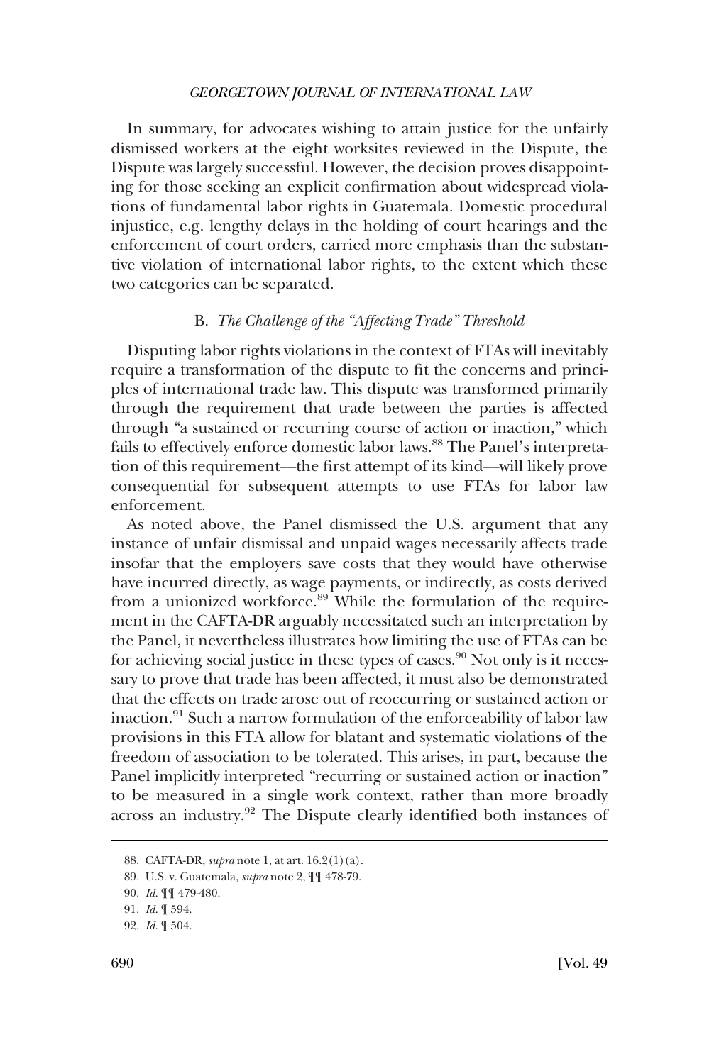In summary, for advocates wishing to attain justice for the unfairly dismissed workers at the eight worksites reviewed in the Dispute, the Dispute was largely successful. However, the decision proves disappointing for those seeking an explicit confirmation about widespread violations of fundamental labor rights in Guatemala. Domestic procedural injustice, e.g. lengthy delays in the holding of court hearings and the enforcement of court orders, carried more emphasis than the substantive violation of international labor rights, to the extent which these two categories can be separated.

### B. *The Challenge of the "Affecting Trade" Threshold*

Disputing labor rights violations in the context of FTAs will inevitably require a transformation of the dispute to fit the concerns and principles of international trade law. This dispute was transformed primarily through the requirement that trade between the parties is affected through "a sustained or recurring course of action or inaction," which fails to effectively enforce domestic labor laws.[88] The Panel's interpretation of this requirement—the first attempt of its kind—will likely prove consequential for subsequent attempts to use FTAs for labor law enforcement.

As noted above, the Panel dismissed the U.S. argument that any instance of unfair dismissal and unpaid wages necessarily affects trade insofar that the employers save costs that they would have otherwise have incurred directly, as wage payments, or indirectly, as costs derived from a unionized workforce.[89] While the formulation of the requirement in the CAFTA-DR arguably necessitated such an interpretation by the Panel, it nevertheless illustrates how limiting the use of FTAs can be for achieving social justice in these types of cases.[90] Not only is it necessary to prove that trade has been affected, it must also be demonstrated that the effects on trade arose out of reoccurring or sustained action or inaction.[91] Such a narrow formulation of the enforceability of labor law provisions in this FTA allow for blatant and systematic violations of the freedom of association to be tolerated. This arises, in part, because the Panel implicitly interpreted "recurring or sustained action or inaction" to be measured in a single work context, rather than more broadly across an industry.[92] The Dispute clearly identified both instances of

---

88. CAFTA-DR, *supra* note 1, at art. 16.2(1)(a).

89. U.S. v. Guatemala, *supra* note 2, ¶¶ 478-79.

90. *Id.* ¶¶ 479-480.

91. *Id.* ¶ 594.

92. *Id.* ¶ 504.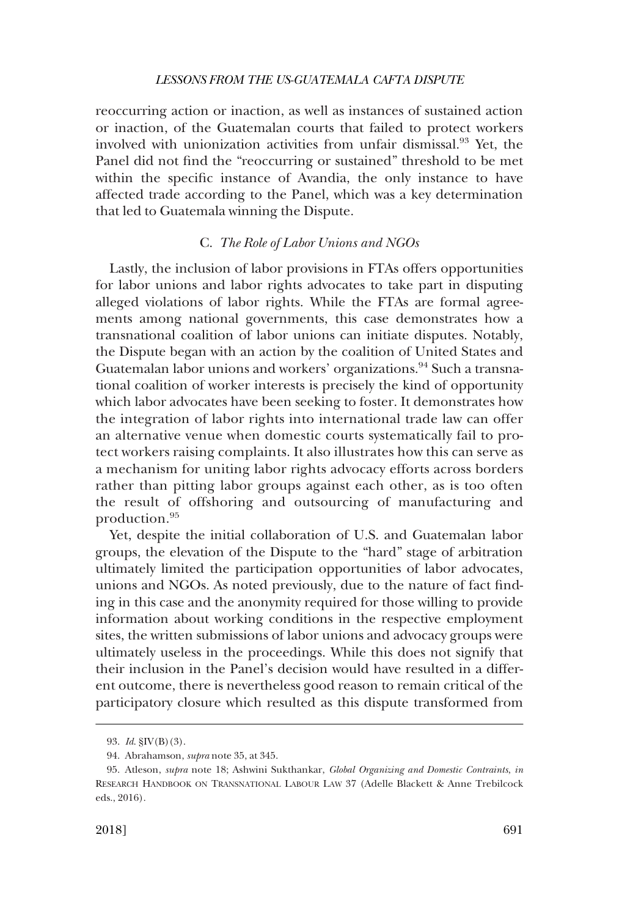reoccurring action or inaction, as well as instances of sustained action or inaction, of the Guatemalan courts that failed to protect workers involved with unionization activities from unfair dismissal.[93] Yet, the Panel did not find the "reoccurring or sustained" threshold to be met within the specific instance of Avandia, the only instance to have affected trade according to the Panel, which was a key determination that led to Guatemala winning the Dispute.

### C. *The Role of Labor Unions and NGOs*

Lastly, the inclusion of labor provisions in FTAs offers opportunities for labor unions and labor rights advocates to take part in disputing alleged violations of labor rights. While the FTAs are formal agreements among national governments, this case demonstrates how a transnational coalition of labor unions can initiate disputes. Notably, the Dispute began with an action by the coalition of United States and Guatemalan labor unions and workers' organizations.[94] Such a transnational coalition of worker interests is precisely the kind of opportunity which labor advocates have been seeking to foster. It demonstrates how the integration of labor rights into international trade law can offer an alternative venue when domestic courts systematically fail to protect workers raising complaints. It also illustrates how this can serve as a mechanism for uniting labor rights advocacy efforts across borders rather than pitting labor groups against each other, as is too often the result of offshoring and outsourcing of manufacturing and production.[95]

Yet, despite the initial collaboration of U.S. and Guatemalan labor groups, the elevation of the Dispute to the "hard" stage of arbitration ultimately limited the participation opportunities of labor advocates, unions and NGOs. As noted previously, due to the nature of fact finding in this case and the anonymity required for those willing to provide information about working conditions in the respective employment sites, the written submissions of labor unions and advocacy groups were ultimately useless in the proceedings. While this does not signify that their inclusion in the Panel's decision would have resulted in a different outcome, there is nevertheless good reason to remain critical of the participatory closure which resulted as this dispute transformed from

93. *Id.* §IV(B)(3).

94. Abrahamson, *supra* note 35, at 345.

95. Atleson, *supra* note 18; Ashwini Sukthankar, *Global Organizing and Domestic Contraints*, *in* RESEARCH HANDBOOK ON TRANSNATIONAL LABOUR LAW 37 (Adelle Blackett & Anne Trebilcock eds., 2016).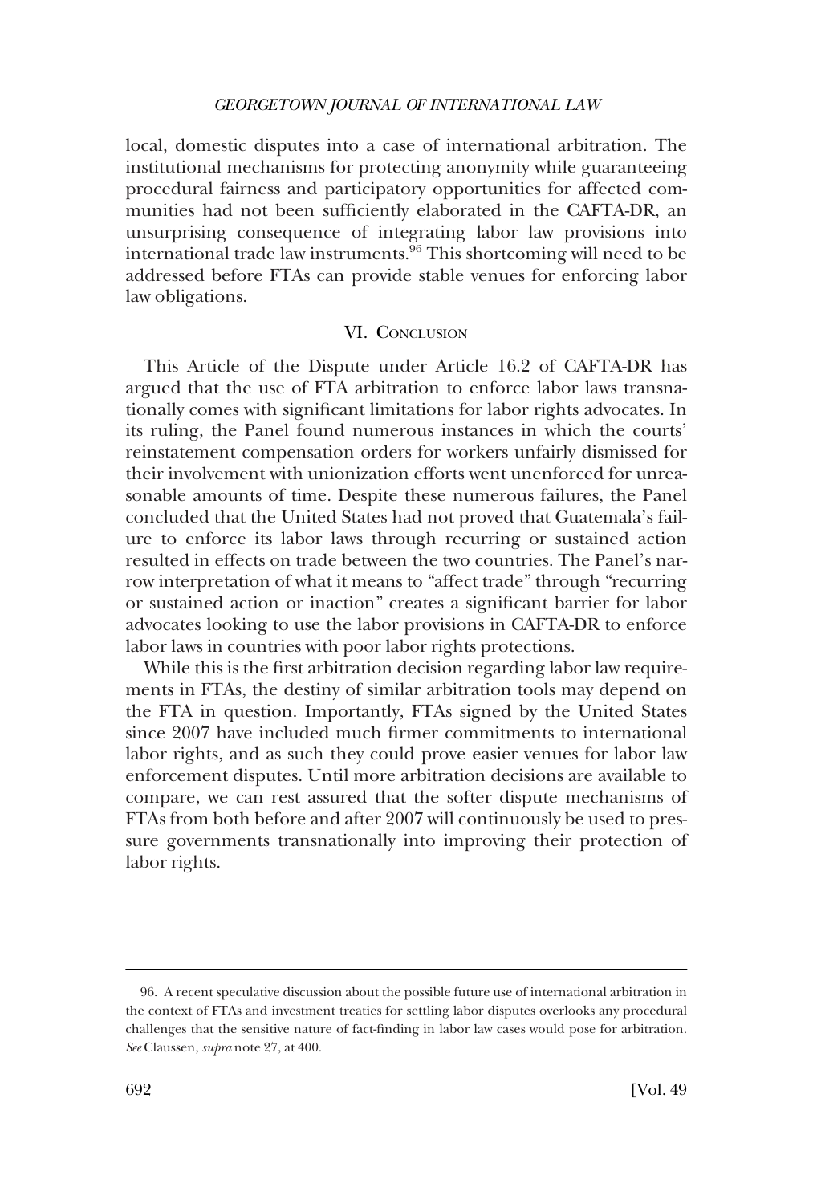local, domestic disputes into a case of international arbitration. The institutional mechanisms for protecting anonymity while guaranteeing procedural fairness and participatory opportunities for affected communities had not been sufficiently elaborated in the CAFTA-DR, an unsurprising consequence of integrating labor law provisions into international trade law instruments.[96] This shortcoming will need to be addressed before FTAs can provide stable venues for enforcing labor law obligations.

## VI. Conclusion

This Article of the Dispute under Article 16.2 of CAFTA-DR has argued that the use of FTA arbitration to enforce labor laws transnationally comes with significant limitations for labor rights advocates. In its ruling, the Panel found numerous instances in which the courts' reinstatement compensation orders for workers unfairly dismissed for their involvement with unionization efforts went unenforced for unreasonable amounts of time. Despite these numerous failures, the Panel concluded that the United States had not proved that Guatemala's failure to enforce its labor laws through recurring or sustained action resulted in effects on trade between the two countries. The Panel's narrow interpretation of what it means to "affect trade" through "recurring or sustained action or inaction" creates a significant barrier for labor advocates looking to use the labor provisions in CAFTA-DR to enforce labor laws in countries with poor labor rights protections.

While this is the first arbitration decision regarding labor law requirements in FTAs, the destiny of similar arbitration tools may depend on the FTA in question. Importantly, FTAs signed by the United States since 2007 have included much firmer commitments to international labor rights, and as such they could prove easier venues for labor law enforcement disputes. Until more arbitration decisions are available to compare, we can rest assured that the softer dispute mechanisms of FTAs from both before and after 2007 will continuously be used to pressure governments transnationally into improving their protection of labor rights.

---

96. A recent speculative discussion about the possible future use of international arbitration in the context of FTAs and investment treaties for settling labor disputes overlooks any procedural challenges that the sensitive nature of fact-finding in labor law cases would pose for arbitration. *See* Claussen, *supra* note 27, at 400.